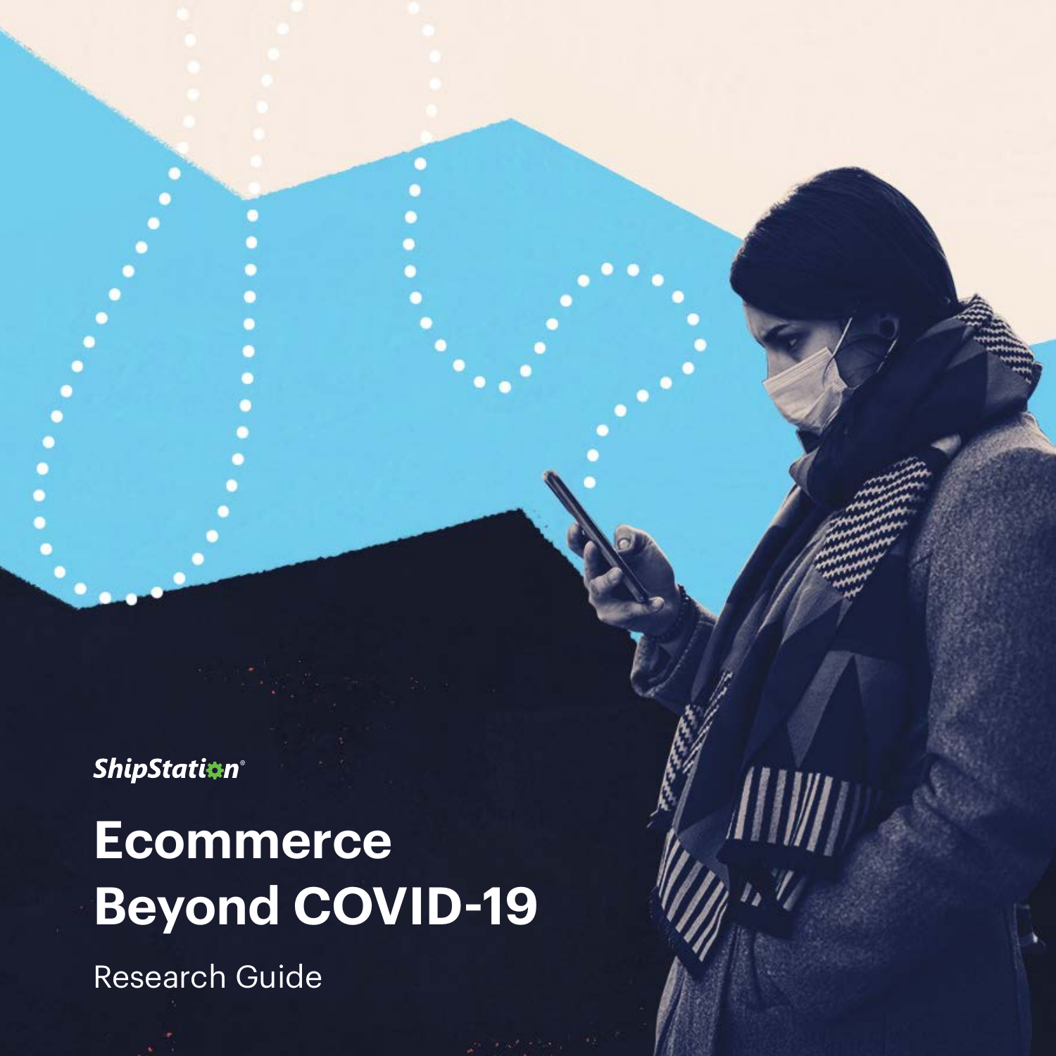ShipStation

# Ecommerce Beyond COVID-19

Research Guide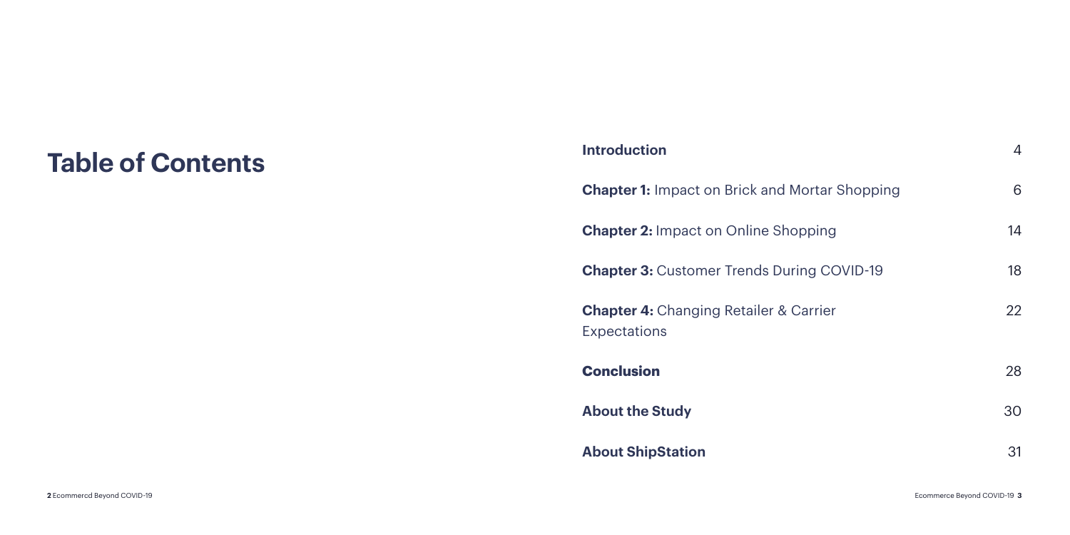# Table of Contents

| | |
|---|---|
| **Introduction** | 4 |
| **Chapter 1:** Impact on Brick and Mortar Shopping | 6 |
| **Chapter 2:** Impact on Online Shopping | 14 |
| **Chapter 3:** Customer Trends During COVID-19 | 18 |
| **Chapter 4:** Changing Retailer & Carrier Expectations | 22 |
| **Conclusion** | 28 |
| **About the Study** | 30 |
| **About ShipStation** | 31 |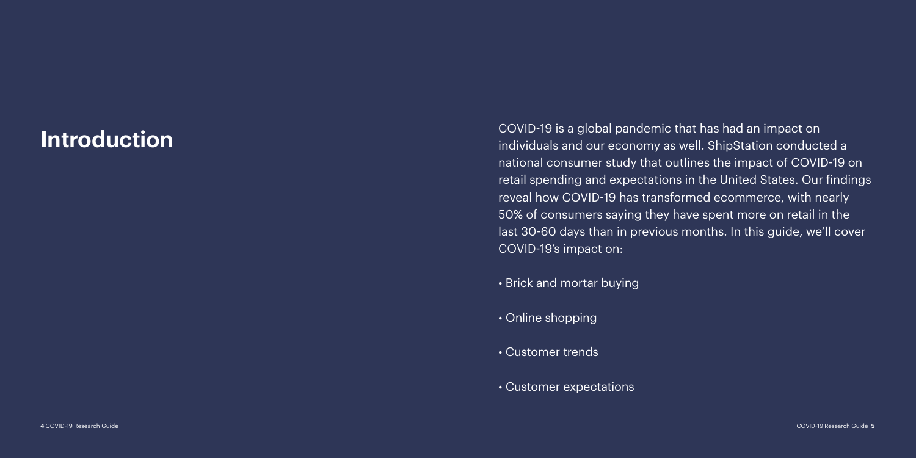# Introduction

COVID-19 is a global pandemic that has had an impact on individuals and our economy as well. ShipStation conducted a national consumer study that outlines the impact of COVID-19 on retail spending and expectations in the United States. Our findings reveal how COVID-19 has transformed ecommerce, with nearly 50% of consumers saying they have spent more on retail in the last 30-60 days than in previous months. In this guide, we'll cover COVID-19's impact on:

- Brick and mortar buying
- Online shopping
- Customer trends
- Customer expectations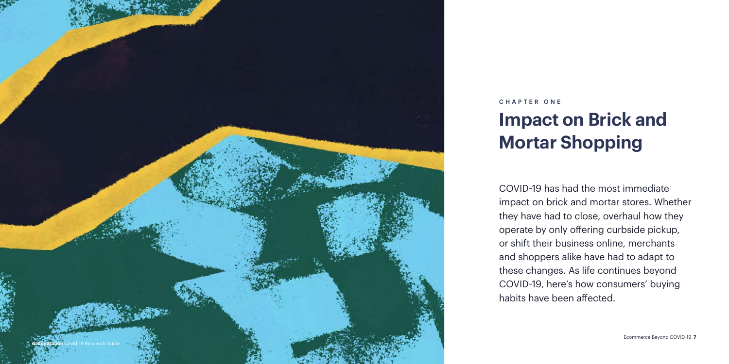CHAPTER ONE

# Impact on Brick and Mortar Shopping

COVID-19 has had the most immediate impact on brick and mortar stores. Whether they have had to close, overhaul how they operate by only offering curbside pickup, or shift their business online, merchants and shoppers alike have had to adapt to these changes. As life continues beyond COVID-19, here's how consumers' buying habits have been affected.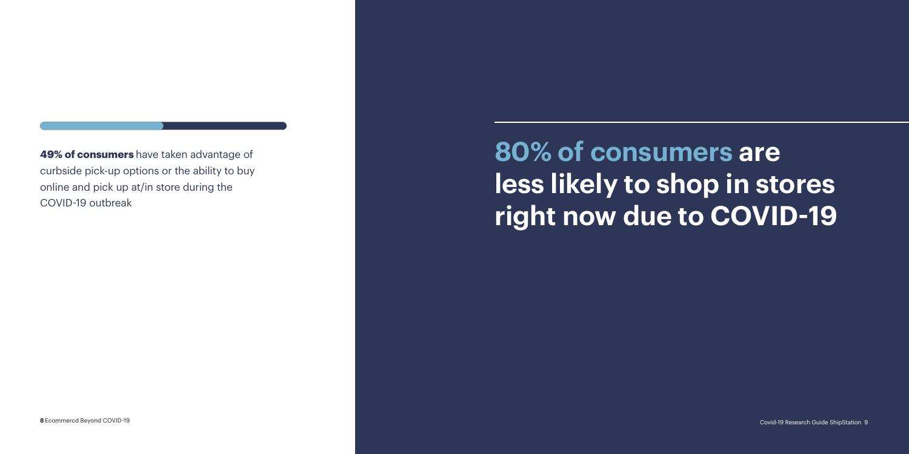**49% of consumers** have taken advantage of curbside pick-up options or the ability to buy online and pick up at/in store during the COVID-19 outbreak

# 80% of consumers are less likely to shop in stores right now due to COVID-19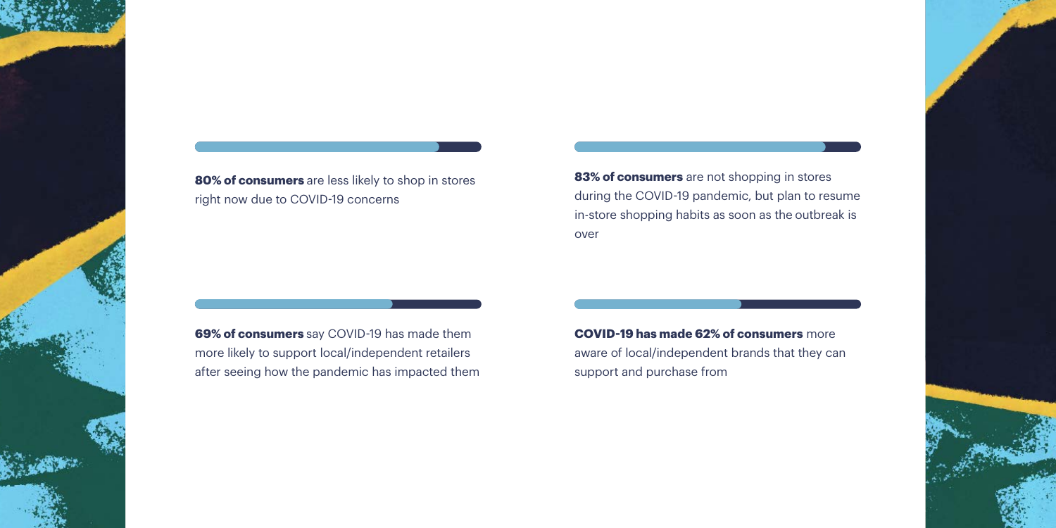**80% of consumers** are less likely to shop in stores right now due to COVID-19 concerns

**83% of consumers** are not shopping in stores during the COVID-19 pandemic, but plan to resume in-store shopping habits as soon as the outbreak is over

**69% of consumers** say COVID-19 has made them more likely to support local/independent retailers after seeing how the pandemic has impacted them

**COVID-19 has made 62% of consumers** more aware of local/independent brands that they can support and purchase from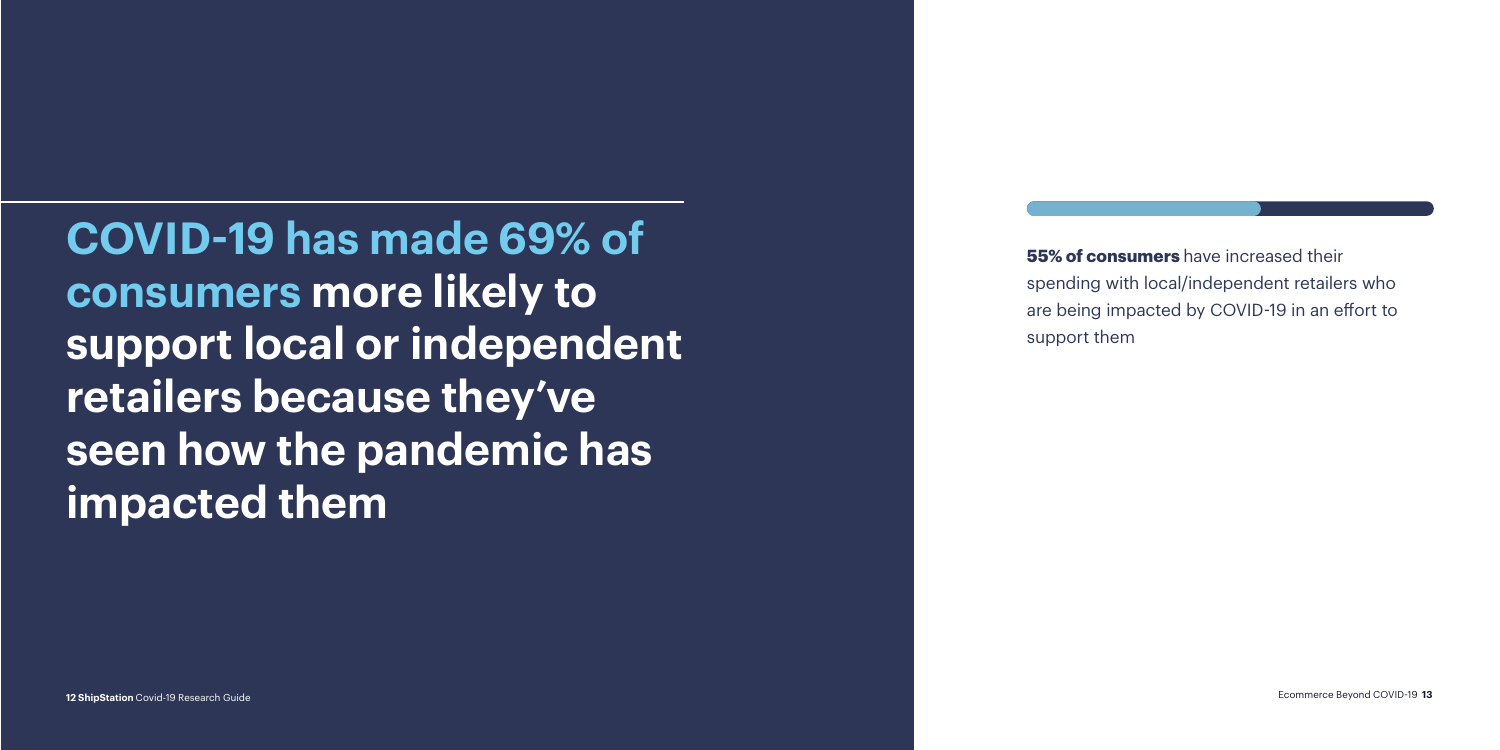# COVID-19 has made 69% of consumers more likely to support local or independent retailers because they've seen how the pandemic has impacted them

**55% of consumers** have increased their spending with local/independent retailers who are being impacted by COVID-19 in an effort to support them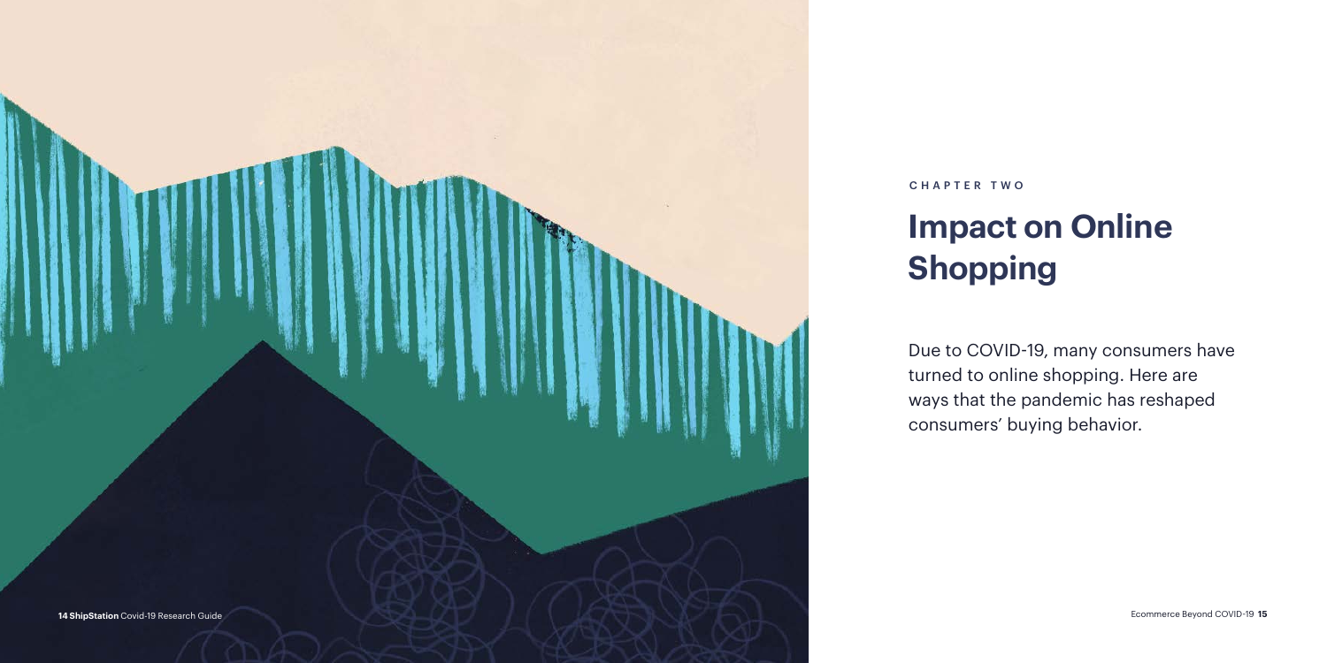CHAPTER TWO

# Impact on Online Shopping

Due to COVID-19, many consumers have turned to online shopping. Here are ways that the pandemic has reshaped consumers' buying behavior.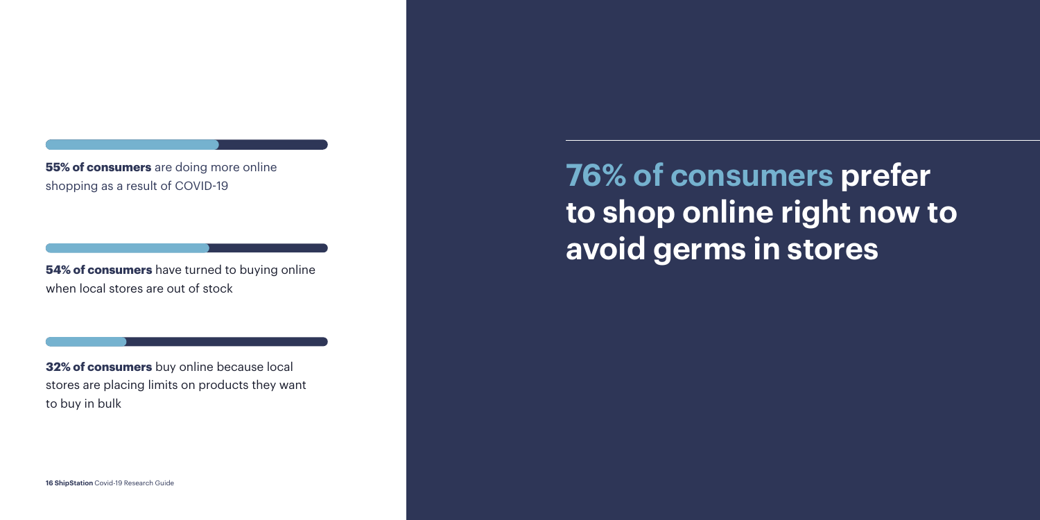**55% of consumers** are doing more online shopping as a result of COVID-19

**54% of consumers** have turned to buying online when local stores are out of stock

**32% of consumers** buy online because local stores are placing limits on products they want to buy in bulk

## 76% of consumers prefer to shop online right now to avoid germs in stores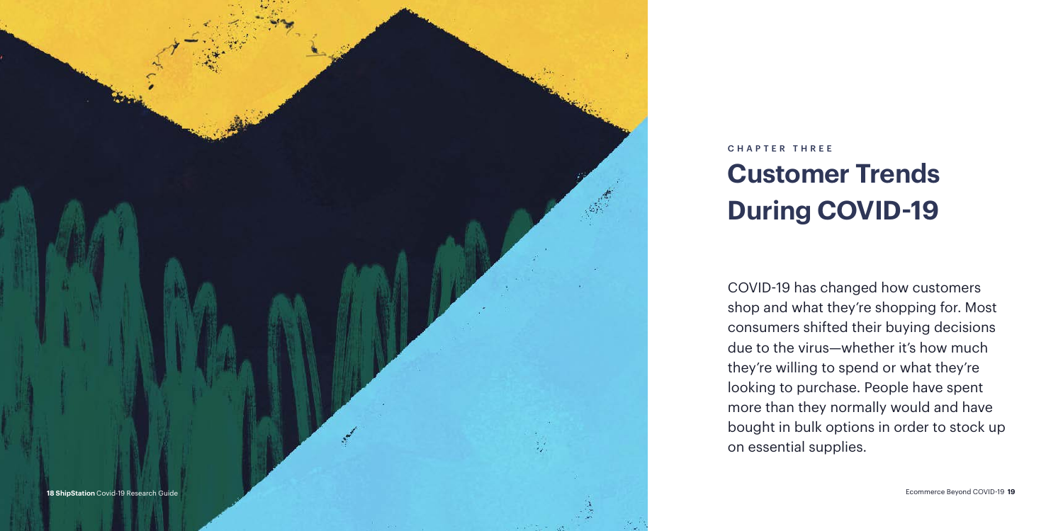CHAPTER THREE

# Customer Trends During COVID-19

COVID-19 has changed how customers shop and what they're shopping for. Most consumers shifted their buying decisions due to the virus—whether it's how much they're willing to spend or what they're looking to purchase. People have spent more than they normally would and have bought in bulk options in order to stock up on essential supplies.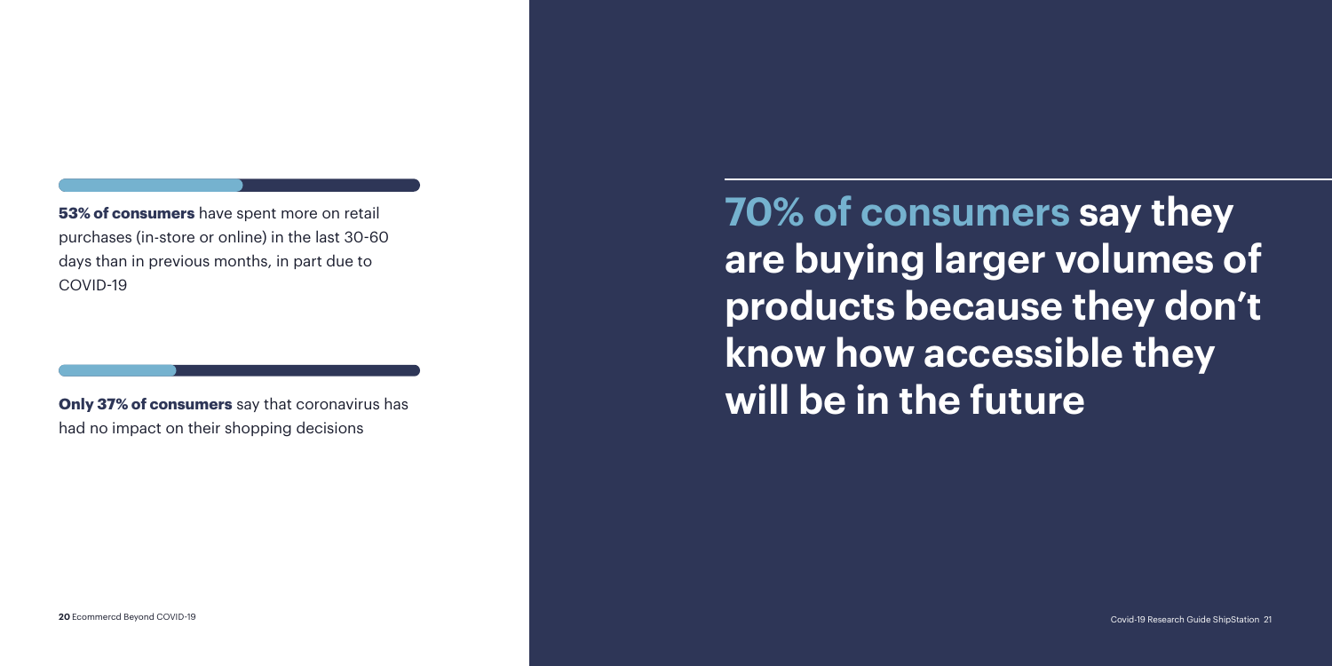**53% of consumers** have spent more on retail purchases (in-store or online) in the last 30-60 days than in previous months, in part due to COVID-19

**Only 37% of consumers** say that coronavirus has had no impact on their shopping decisions

## 70% of consumers say they are buying larger volumes of products because they don't know how accessible they will be in the future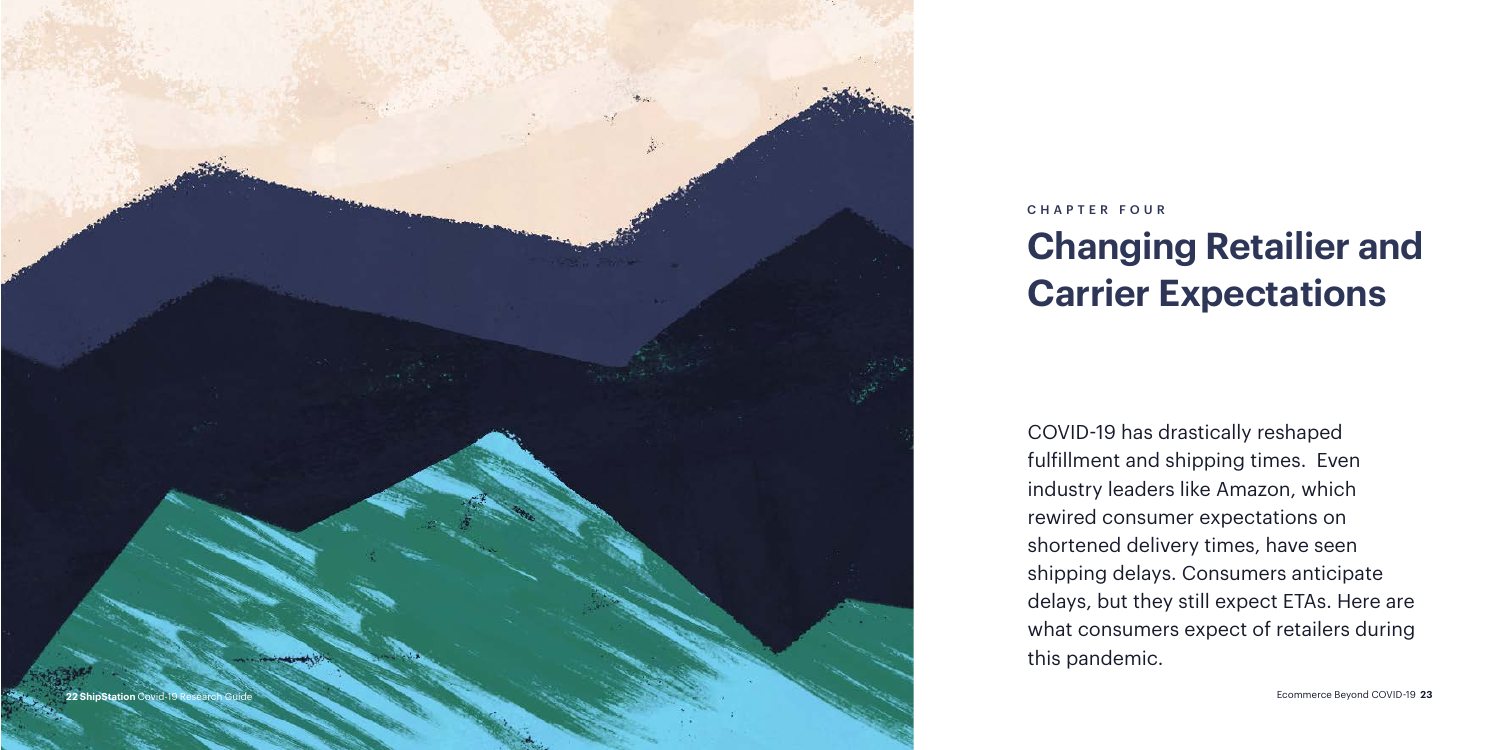CHAPTER FOUR

# Changing Retailier and Carrier Expectations

COVID-19 has drastically reshaped fulfillment and shipping times. Even industry leaders like Amazon, which rewired consumer expectations on shortened delivery times, have seen shipping delays. Consumers anticipate delays, but they still expect ETAs. Here are what consumers expect of retailers during this pandemic.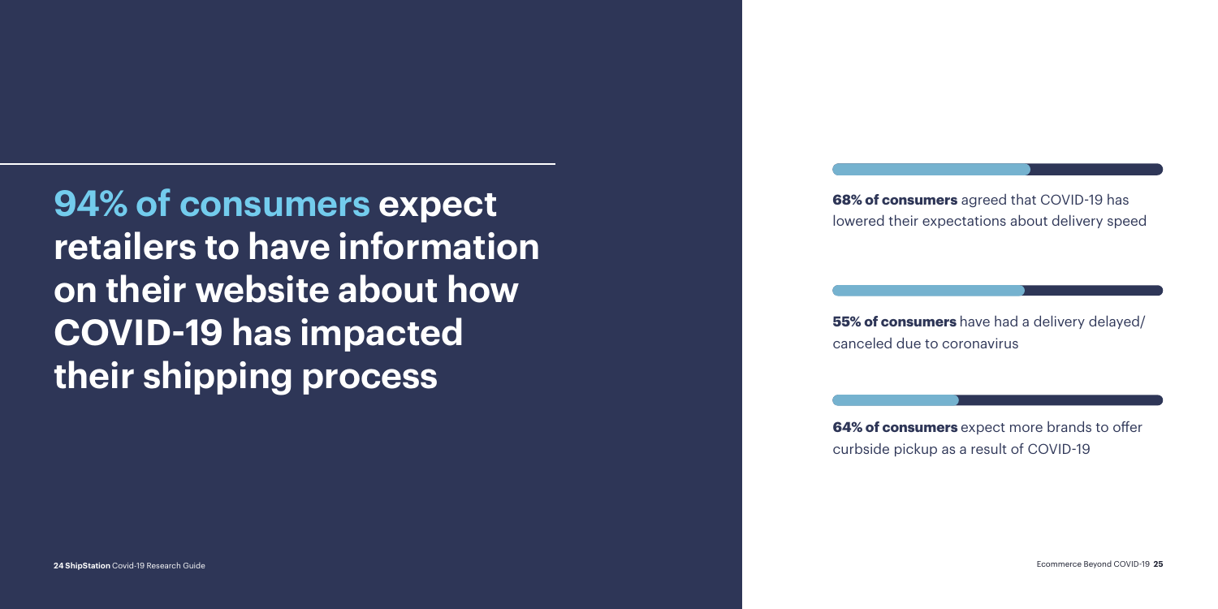## **94% of consumers expect retailers to have information on their website about how COVID-19 has impacted their shipping process**

**68% of consumers** agreed that COVID-19 has lowered their expectations about delivery speed

**55% of consumers** have had a delivery delayed/ canceled due to coronavirus

**64% of consumers** expect more brands to offer curbside pickup as a result of COVID-19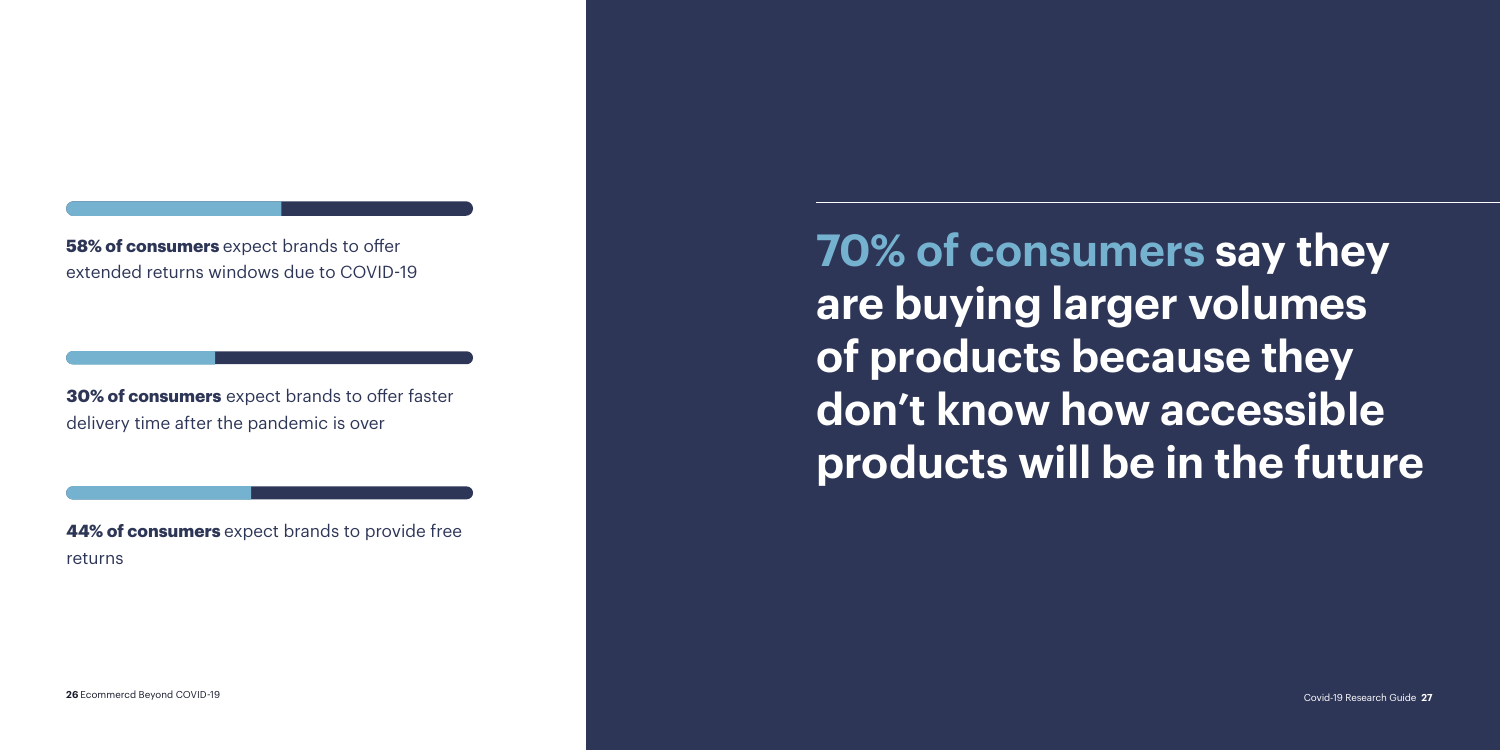**58% of consumers** expect brands to offer extended returns windows due to COVID-19

**30% of consumers** expect brands to offer faster delivery time after the pandemic is over

**44% of consumers** expect brands to provide free returns

## 70% of consumers say they are buying larger volumes of products because they don't know how accessible products will be in the future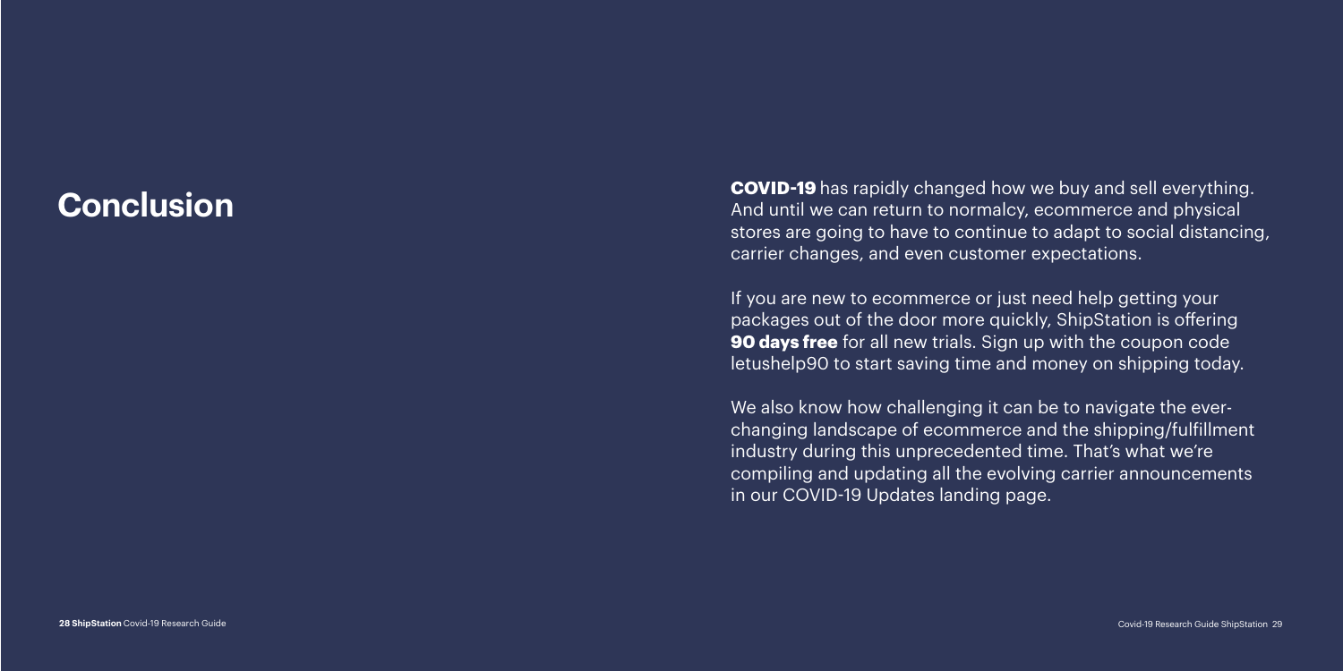# Conclusion

**COVID-19** has rapidly changed how we buy and sell everything. And until we can return to normalcy, ecommerce and physical stores are going to have to continue to adapt to social distancing, carrier changes, and even customer expectations.

If you are new to ecommerce or just need help getting your packages out of the door more quickly, ShipStation is offering **90 days free** for all new trials. Sign up with the coupon code letushelp90 to start saving time and money on shipping today.

We also know how challenging it can be to navigate the ever-changing landscape of ecommerce and the shipping/fulfillment industry during this unprecedented time. That's what we're compiling and updating all the evolving carrier announcements in our COVID-19 Updates landing page.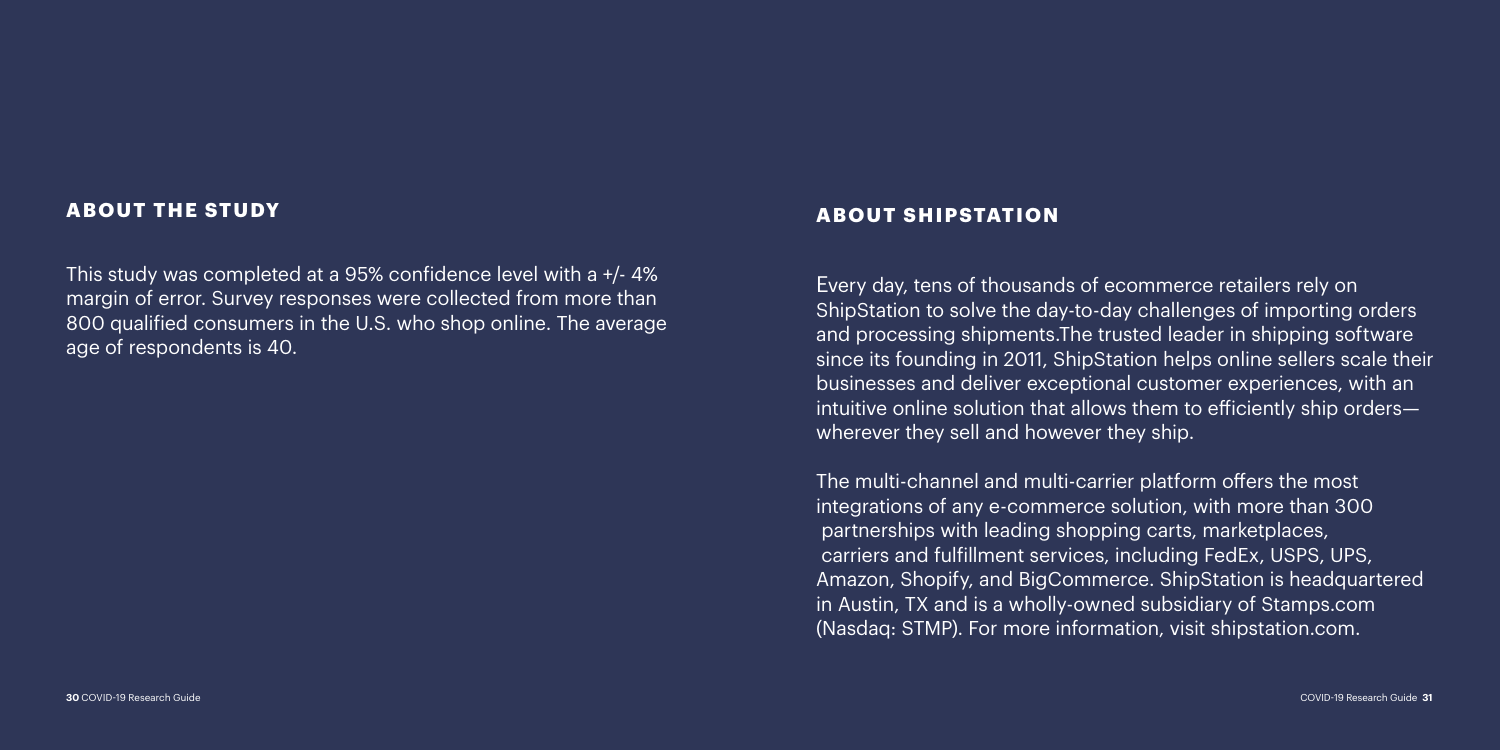## ABOUT THE STUDY

This study was completed at a 95% confidence level with a +/- 4% margin of error. Survey responses were collected from more than 800 qualified consumers in the U.S. who shop online. The average age of respondents is 40.

## ABOUT SHIPSTATION

Every day, tens of thousands of ecommerce retailers rely on ShipStation to solve the day-to-day challenges of importing orders and processing shipments.The trusted leader in shipping software since its founding in 2011, ShipStation helps online sellers scale their businesses and deliver exceptional customer experiences, with an intuitive online solution that allows them to efficiently ship orders—wherever they sell and however they ship.

The multi-channel and multi-carrier platform offers the most integrations of any e-commerce solution, with more than 300 partnerships with leading shopping carts, marketplaces, carriers and fulfillment services, including FedEx, USPS, UPS, Amazon, Shopify, and BigCommerce. ShipStation is headquartered in Austin, TX and is a wholly-owned subsidiary of Stamps.com (Nasdaq: STMP). For more information, visit shipstation.com.